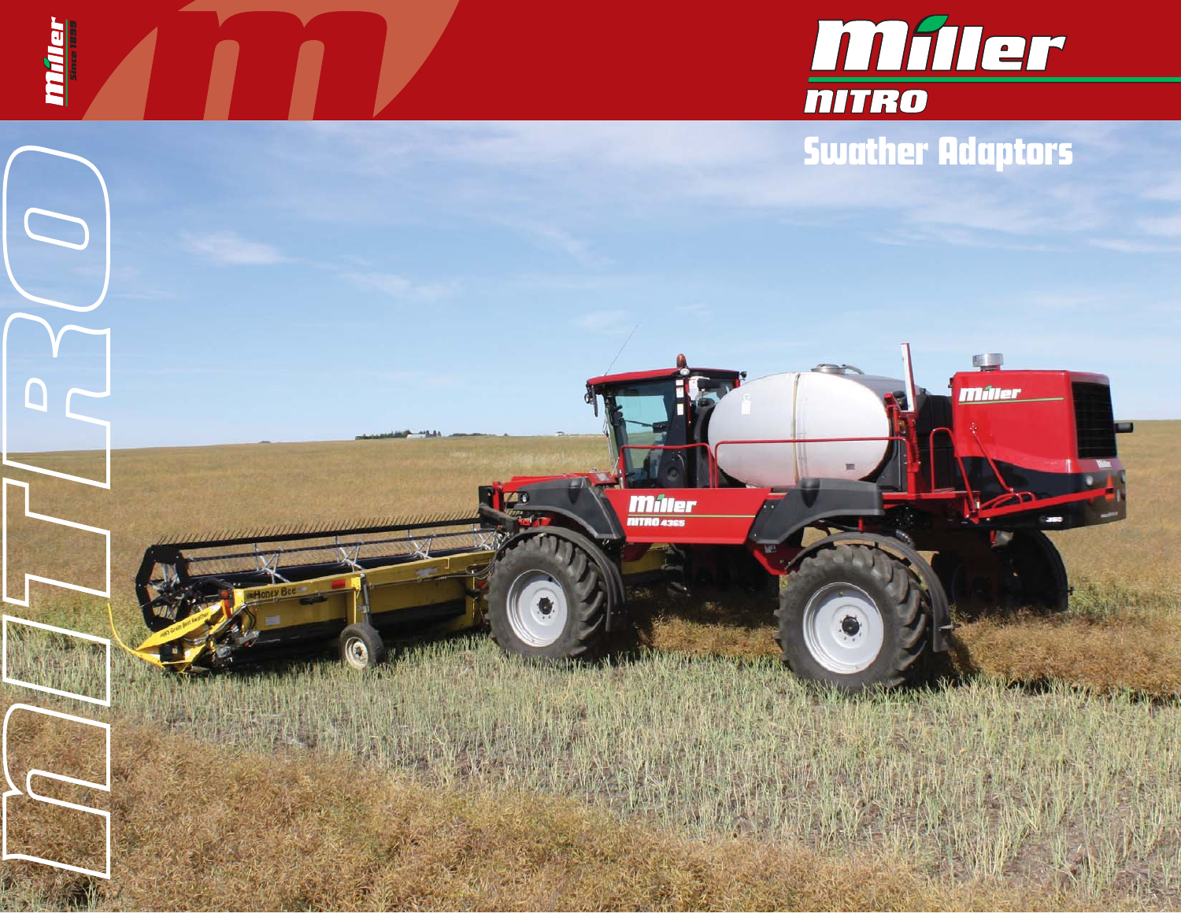# Miller NITRO

## Swather Adaptors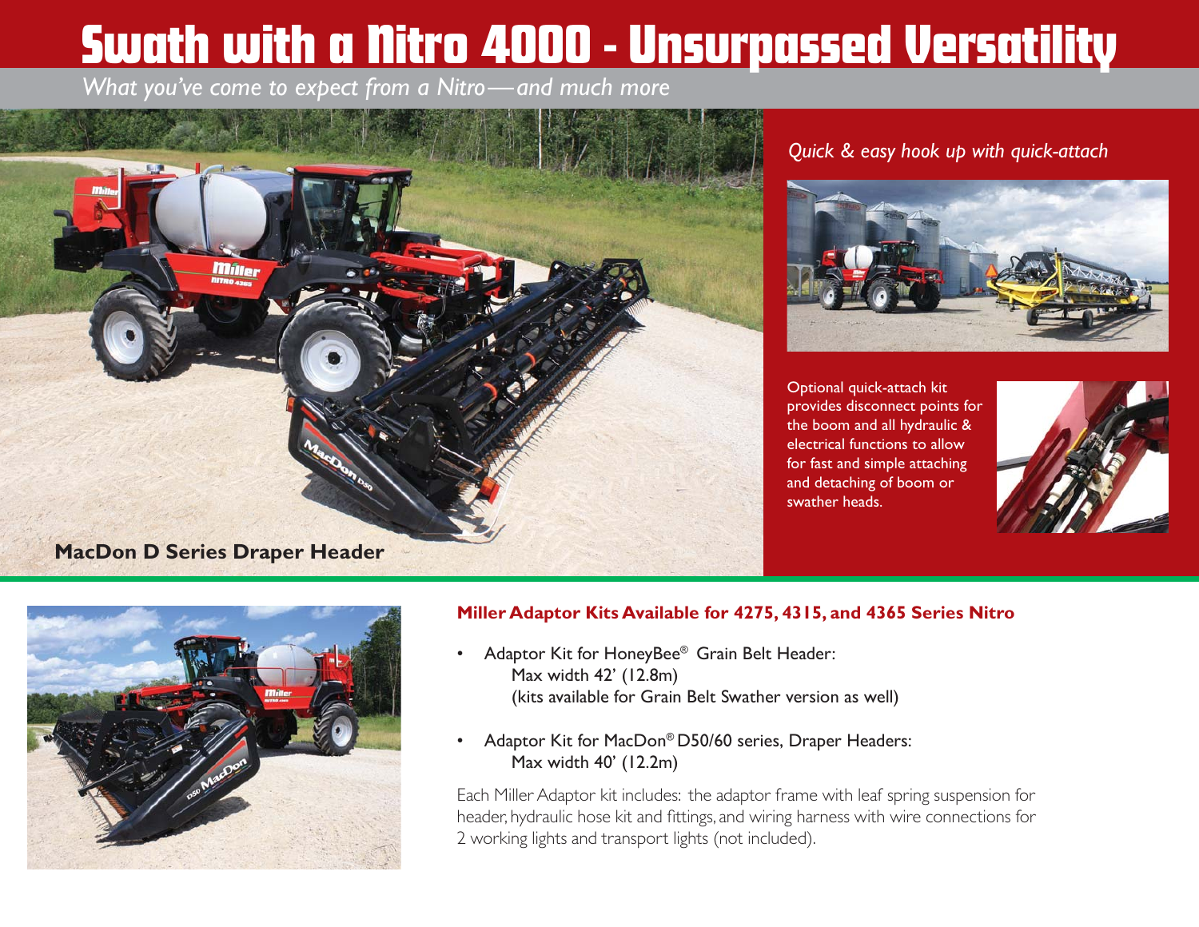# Swath with a Nitro 4000 - Unsurpassed Versatility

*What you've come to expect from a Nitro—and much more*

*Quick & easy hook up with quick-attach*

Optional quick-attach kit provides disconnect points for the boom and all hydraulic & electrical functions to allow for fast and simple attaching and detaching of boom or swather heads.

**MacDon D Series Draper Header**

## Miller Adaptor Kits Available for 4275, 4315, and 4365 Series Nitro

- Adaptor Kit for HoneyBee® Grain Belt Header:
  Max width 42' (12.8m)
  (kits available for Grain Belt Swather version as well)
- Adaptor Kit for MacDon® D50/60 series, Draper Headers:
  Max width 40' (12.2m)

Each Miller Adaptor kit includes: the adaptor frame with leaf spring suspension for header, hydraulic hose kit and fittings, and wiring harness with wire connections for 2 working lights and transport lights (not included).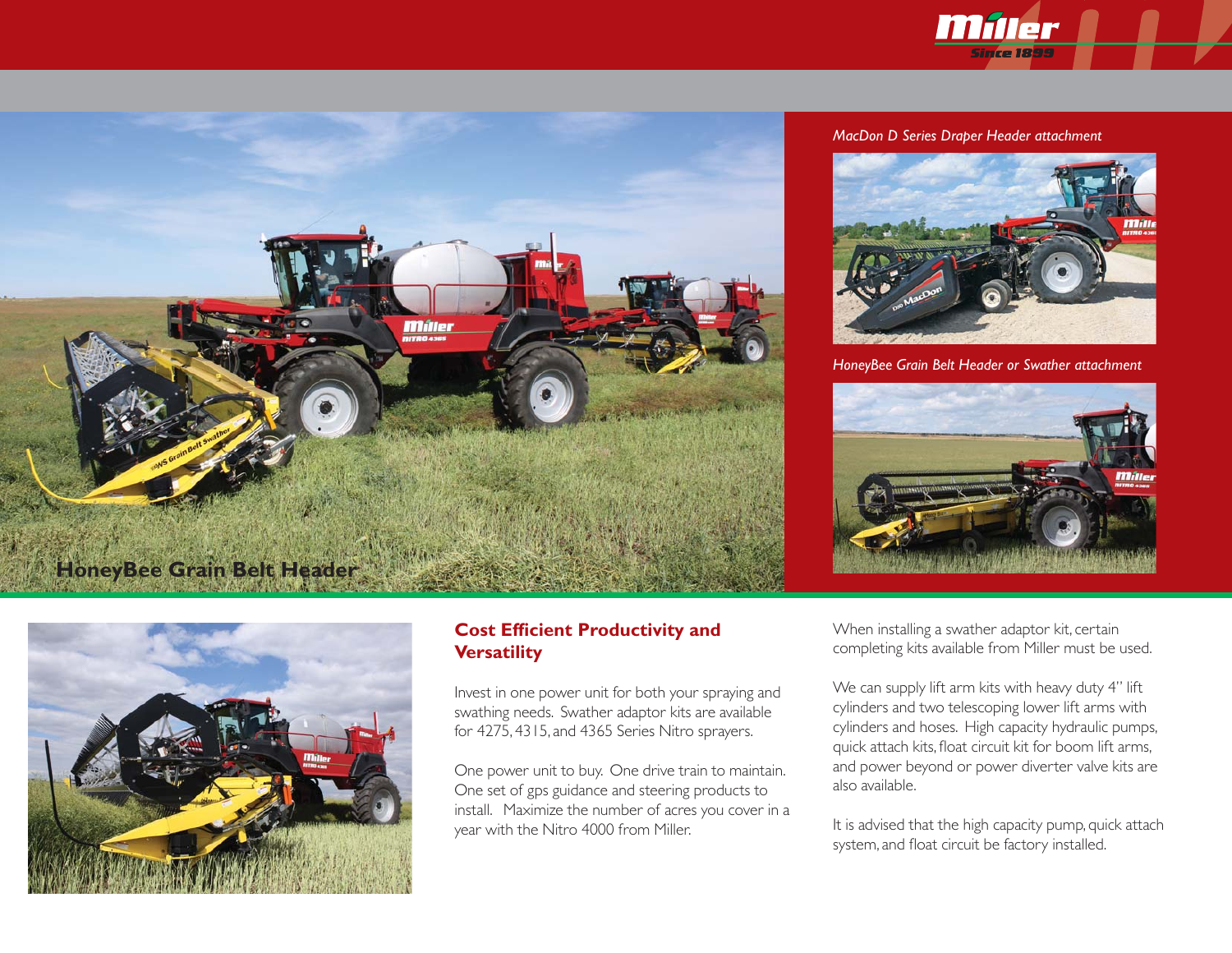*MacDon D Series Draper Header attachment*

*HoneyBee Grain Belt Header or Swather attachment*

HoneyBee Grain Belt Header

## Cost Efficient Productivity and Versatility

Invest in one power unit for both your spraying and swathing needs. Swather adaptor kits are available for 4275, 4315, and 4365 Series Nitro sprayers.

One power unit to buy. One drive train to maintain. One set of gps guidance and steering products to install. Maximize the number of acres you cover in a year with the Nitro 4000 from Miller.

When installing a swather adaptor kit, certain completing kits available from Miller must be used.

We can supply lift arm kits with heavy duty 4" lift cylinders and two telescoping lower lift arms with cylinders and hoses. High capacity hydraulic pumps, quick attach kits, float circuit kit for boom lift arms, and power beyond or power diverter valve kits are also available.

It is advised that the high capacity pump, quick attach system, and float circuit be factory installed.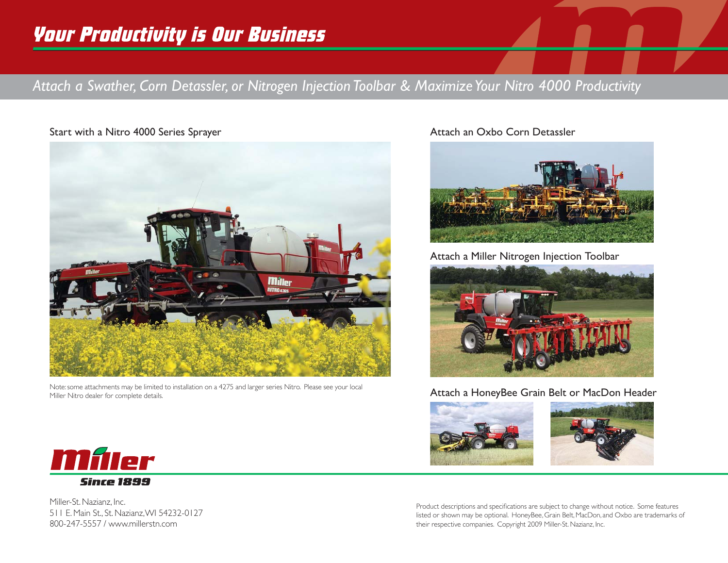# *Your Productivity is Our Business*

## *Attach a Swather, Corn Detassler, or Nitrogen Injection Toolbar & Maximize Your Nitro 4000 Productivity*

Start with a Nitro 4000 Series Sprayer

Note: some attachments may be limited to installation on a 4275 and larger series Nitro. Please see your local Miller Nitro dealer for complete details.

Attach an Oxbo Corn Detassler

Attach a Miller Nitrogen Injection Toolbar

Attach a HoneyBee Grain Belt or MacDon Header

**Miller**
**Since 1899**

Miller-St. Nazianz, Inc.
511 E. Main St., St. Nazianz, WI 54232-0127
800-247-5557 / www.millerstn.com

Product descriptions and specifications are subject to change without notice. Some features listed or shown may be optional. HoneyBee, Grain Belt, MacDon, and Oxbo are trademarks of their respective companies. Copyright 2009 Miller-St. Nazianz, Inc.